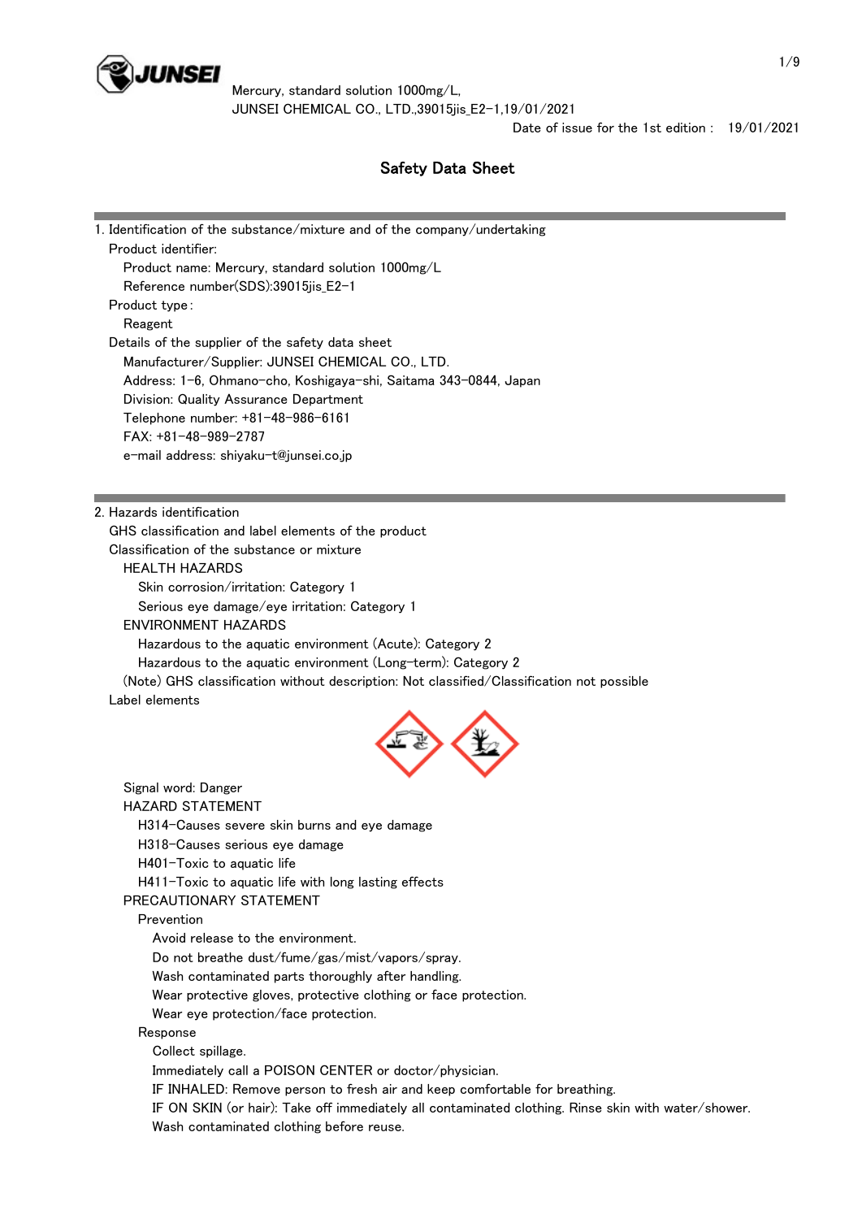Mercury, standard solution 1000mg/L,
JUNSEI CHEMICAL CO., LTD.,39015jis_E2-1,19/01/2021

Date of issue for the 1st edition : 19/01/2021

# Safety Data Sheet

## 1. Identification of the substance/mixture and of the company/undertaking

Product identifier:

- Product name: Mercury, standard solution 1000mg/L
- Reference number(SDS):39015jis_E2-1

Product type :

- Reagent

Details of the supplier of the safety data sheet

- Manufacturer/Supplier: JUNSEI CHEMICAL CO., LTD.
- Address: 1-6, Ohmano-cho, Koshigaya-shi, Saitama 343-0844, Japan
- Division: Quality Assurance Department
- Telephone number: +81-48-986-6161
- FAX: +81-48-989-2787
- e-mail address: shiyaku-t@junsei.co.jp

## 2. Hazards identification

GHS classification and label elements of the product

Classification of the substance or mixture

HEALTH HAZARDS

- Skin corrosion/irritation: Category 1
- Serious eye damage/eye irritation: Category 1

ENVIRONMENT HAZARDS

- Hazardous to the aquatic environment (Acute): Category 2
- Hazardous to the aquatic environment (Long-term): Category 2

(Note) GHS classification without description: Not classified/Classification not possible

Label elements

Signal word: Danger

HAZARD STATEMENT

- H314-Causes severe skin burns and eye damage
- H318-Causes serious eye damage
- H401-Toxic to aquatic life
- H411-Toxic to aquatic life with long lasting effects

PRECAUTIONARY STATEMENT

Prevention

- Avoid release to the environment.
- Do not breathe dust/fume/gas/mist/vapors/spray.
- Wash contaminated parts thoroughly after handling.
- Wear protective gloves, protective clothing or face protection.
- Wear eye protection/face protection.

Response

- Collect spillage.
- Immediately call a POISON CENTER or doctor/physician.
- IF INHALED: Remove person to fresh air and keep comfortable for breathing.
- IF ON SKIN (or hair): Take off immediately all contaminated clothing. Rinse skin with water/shower.
- Wash contaminated clothing before reuse.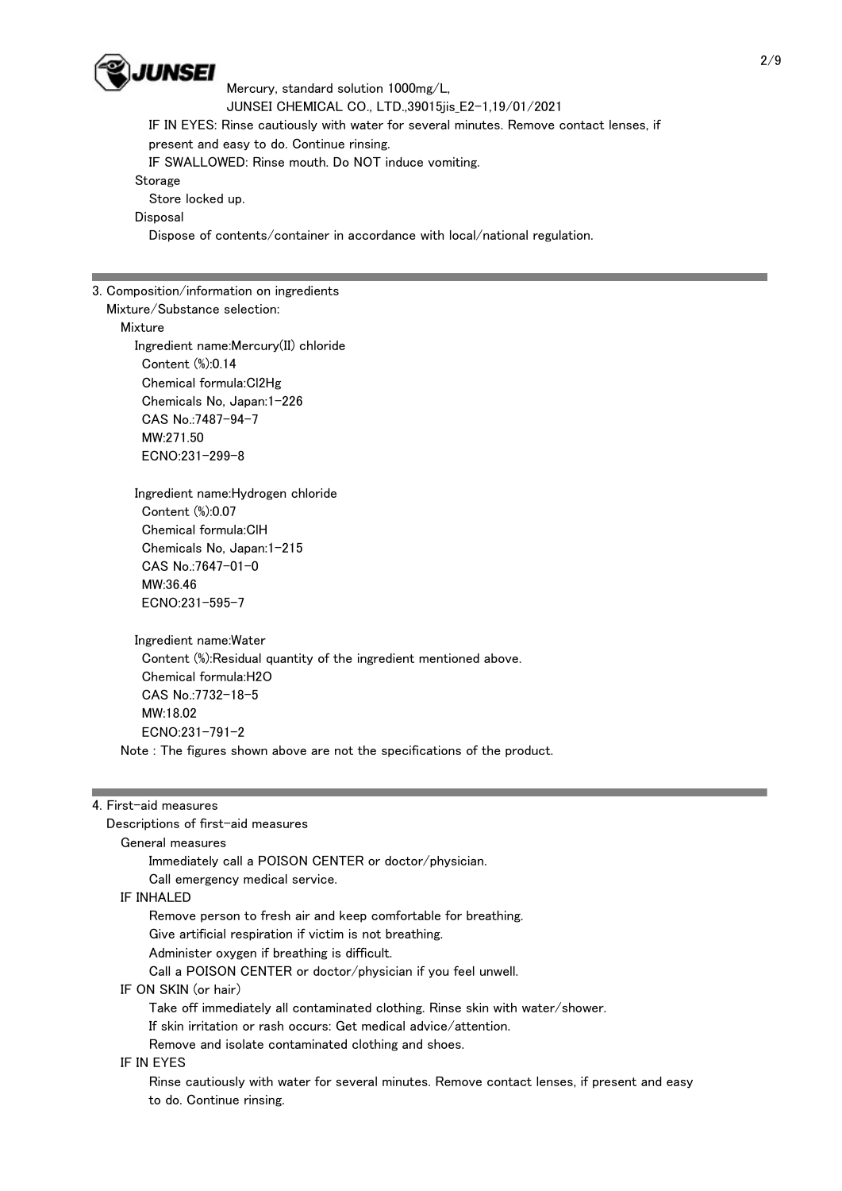IF IN EYES: Rinse cautiously with water for several minutes. Remove contact lenses, if present and easy to do. Continue rinsing.

IF SWALLOWED: Rinse mouth. Do NOT induce vomiting.

Storage

Store locked up.

Disposal

Dispose of contents/container in accordance with local/national regulation.

## 3. Composition/information on ingredients

Mixture/Substance selection:

Mixture

Ingredient name:Mercury(II) chloride
- Content (%):0.14
- Chemical formula:$Cl_2Hg$
- Chemicals No, Japan:1-226
- CAS No.:7487-94-7
- MW:271.50
- ECNO:231-299-8

Ingredient name:Hydrogen chloride
- Content (%):0.07
- Chemical formula:ClH
- Chemicals No, Japan:1-215
- CAS No.:7647-01-0
- MW:36.46
- ECNO:231-595-7

Ingredient name:Water
- Content (%):Residual quantity of the ingredient mentioned above.
- Chemical formula:$H_2O$
- CAS No.:7732-18-5
- MW:18.02
- ECNO:231-791-2

Note : The figures shown above are not the specifications of the product.

## 4. First-aid measures

Descriptions of first-aid measures

General measures

Immediately call a POISON CENTER or doctor/physician.
Call emergency medical service.

IF INHALED

Remove person to fresh air and keep comfortable for breathing.
Give artificial respiration if victim is not breathing.
Administer oxygen if breathing is difficult.
Call a POISON CENTER or doctor/physician if you feel unwell.

IF ON SKIN (or hair)

Take off immediately all contaminated clothing. Rinse skin with water/shower.
If skin irritation or rash occurs: Get medical advice/attention.
Remove and isolate contaminated clothing and shoes.

IF IN EYES

Rinse cautiously with water for several minutes. Remove contact lenses, if present and easy to do. Continue rinsing.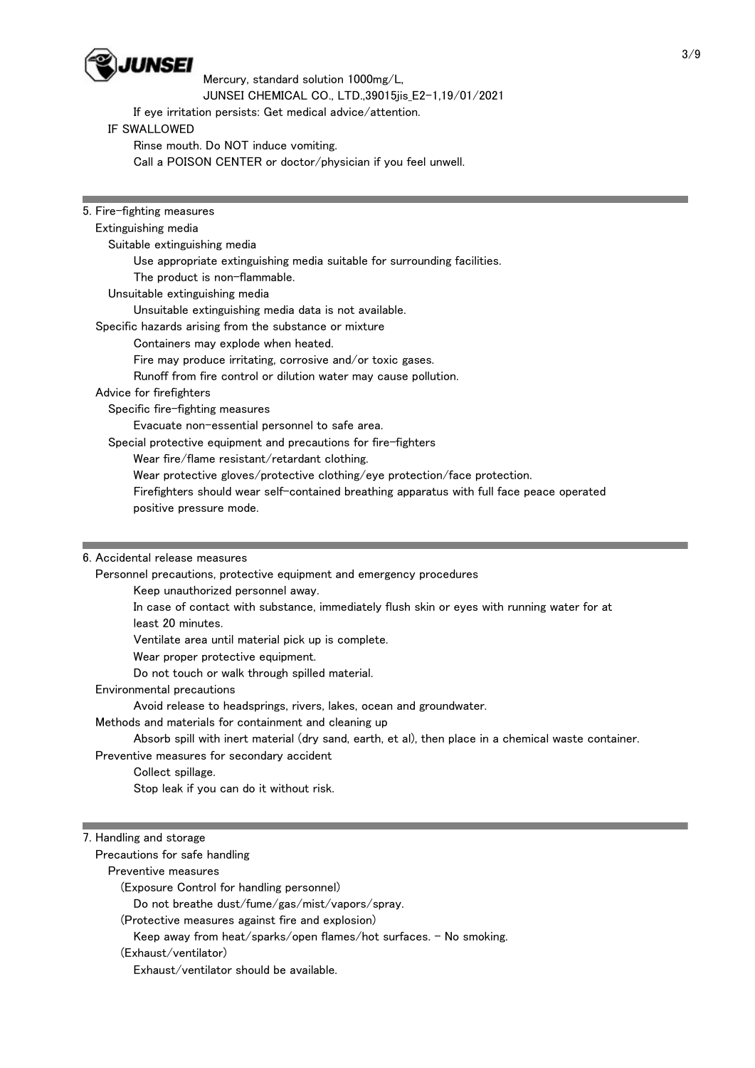If eye irritation persists: Get medical advice/attention.

IF SWALLOWED

Rinse mouth. Do NOT induce vomiting.

Call a POISON CENTER or doctor/physician if you feel unwell.

## 5. Fire-fighting measures

### Extinguishing media

#### Suitable extinguishing media

Use appropriate extinguishing media suitable for surrounding facilities.

The product is non-flammable.

#### Unsuitable extinguishing media

Unsuitable extinguishing media data is not available.

### Specific hazards arising from the substance or mixture

Containers may explode when heated.

Fire may produce irritating, corrosive and/or toxic gases.

Runoff from fire control or dilution water may cause pollution.

### Advice for firefighters

#### Specific fire-fighting measures

Evacuate non-essential personnel to safe area.

#### Special protective equipment and precautions for fire-fighters

Wear fire/flame resistant/retardant clothing.

Wear protective gloves/protective clothing/eye protection/face protection.

Firefighters should wear self-contained breathing apparatus with full face peace operated positive pressure mode.

## 6. Accidental release measures

### Personnel precautions, protective equipment and emergency procedures

Keep unauthorized personnel away.

In case of contact with substance, immediately flush skin or eyes with running water for at least 20 minutes.

Ventilate area until material pick up is complete.

Wear proper protective equipment.

Do not touch or walk through spilled material.

### Environmental precautions

Avoid release to headsprings, rivers, lakes, ocean and groundwater.

### Methods and materials for containment and cleaning up

Absorb spill with inert material (dry sand, earth, et al), then place in a chemical waste container.

### Preventive measures for secondary accident

Collect spillage.

Stop leak if you can do it without risk.

## 7. Handling and storage

### Precautions for safe handling

#### Preventive measures

(Exposure Control for handling personnel)

Do not breathe dust/fume/gas/mist/vapors/spray.

(Protective measures against fire and explosion)

Keep away from heat/sparks/open flames/hot surfaces. - No smoking.

(Exhaust/ventilator)

Exhaust/ventilator should be available.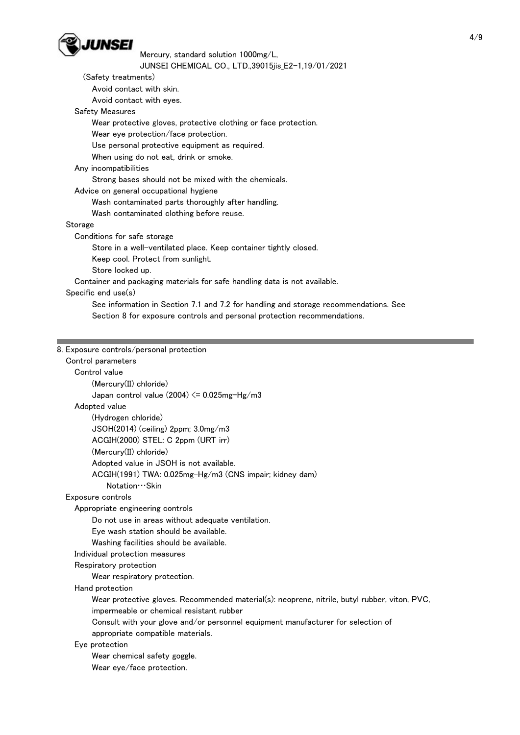(Safety treatments)

Avoid contact with skin.

Avoid contact with eyes.

Safety Measures

Wear protective gloves, protective clothing or face protection.

Wear eye protection/face protection.

Use personal protective equipment as required.

When using do not eat, drink or smoke.

Any incompatibilities

Strong bases should not be mixed with the chemicals.

Advice on general occupational hygiene

Wash contaminated parts thoroughly after handling.

Wash contaminated clothing before reuse.

Storage

Conditions for safe storage

Store in a well-ventilated place. Keep container tightly closed.

Keep cool. Protect from sunlight.

Store locked up.

Container and packaging materials for safe handling data is not available.

Specific end use(s)

See information in Section 7.1 and 7.2 for handling and storage recommendations. See Section 8 for exposure controls and personal protection recommendations.

## 8. Exposure controls/personal protection

Control parameters

Control value

(Mercury(II) chloride)

Japan control value (2004) <= 0.025mg-Hg/m3

Adopted value

(Hydrogen chloride)

JSOH(2014) (ceiling) 2ppm; 3.0mg/m3

ACGIH(2000) STEL: C 2ppm (URT irr)

(Mercury(II) chloride)

Adopted value in JSOH is not available.

ACGIH(1991) TWA: 0.025mg-Hg/m3 (CNS impair; kidney dam)

Notation…Skin

Exposure controls

Appropriate engineering controls

Do not use in areas without adequate ventilation.

Eye wash station should be available.

Washing facilities should be available.

Individual protection measures

Respiratory protection

Wear respiratory protection.

Hand protection

Wear protective gloves. Recommended material(s): neoprene, nitrile, butyl rubber, viton, PVC, impermeable or chemical resistant rubber

Consult with your glove and/or personnel equipment manufacturer for selection of appropriate compatible materials.

Eye protection

Wear chemical safety goggle.

Wear eye/face protection.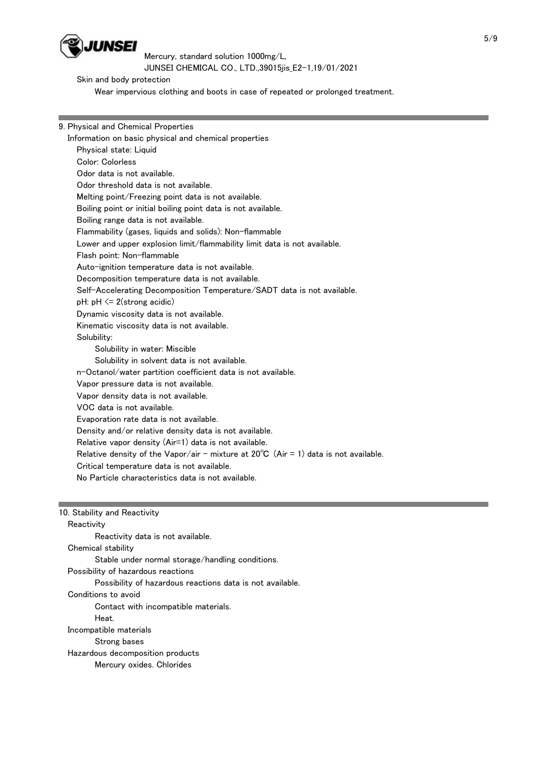Skin and body protection

Wear impervious clothing and boots in case of repeated or prolonged treatment.

## 9. Physical and Chemical Properties

Information on basic physical and chemical properties

- Physical state: Liquid
- Color: Colorless
- Odor data is not available.
- Odor threshold data is not available.
- Melting point/Freezing point data is not available.
- Boiling point or initial boiling point data is not available.
- Boiling range data is not available.
- Flammability (gases, liquids and solids): Non-flammable
- Lower and upper explosion limit/flammability limit data is not available.
- Flash point: Non-flammable
- Auto-ignition temperature data is not available.
- Decomposition temperature data is not available.
- Self-Accelerating Decomposition Temperature/SADT data is not available.
- pH: pH <= 2(strong acidic)
- Dynamic viscosity data is not available.
- Kinematic viscosity data is not available.
- Solubility:
  - Solubility in water: Miscible
  - Solubility in solvent data is not available.
- n-Octanol/water partition coefficient data is not available.
- Vapor pressure data is not available.
- Vapor density data is not available.
- VOC data is not available.
- Evaporation rate data is not available.
- Density and/or relative density data is not available.
- Relative vapor density (Air=1) data is not available.
- Relative density of the Vapor/air - mixture at 20℃ (Air = 1) data is not available.
- Critical temperature data is not available.
- No Particle characteristics data is not available.

## 10. Stability and Reactivity

Reactivity

Reactivity data is not available.

Chemical stability

Stable under normal storage/handling conditions.

Possibility of hazardous reactions

Possibility of hazardous reactions data is not available.

Conditions to avoid

Contact with incompatible materials.

Heat.

Incompatible materials

Strong bases

Hazardous decomposition products

Mercury oxides. Chlorides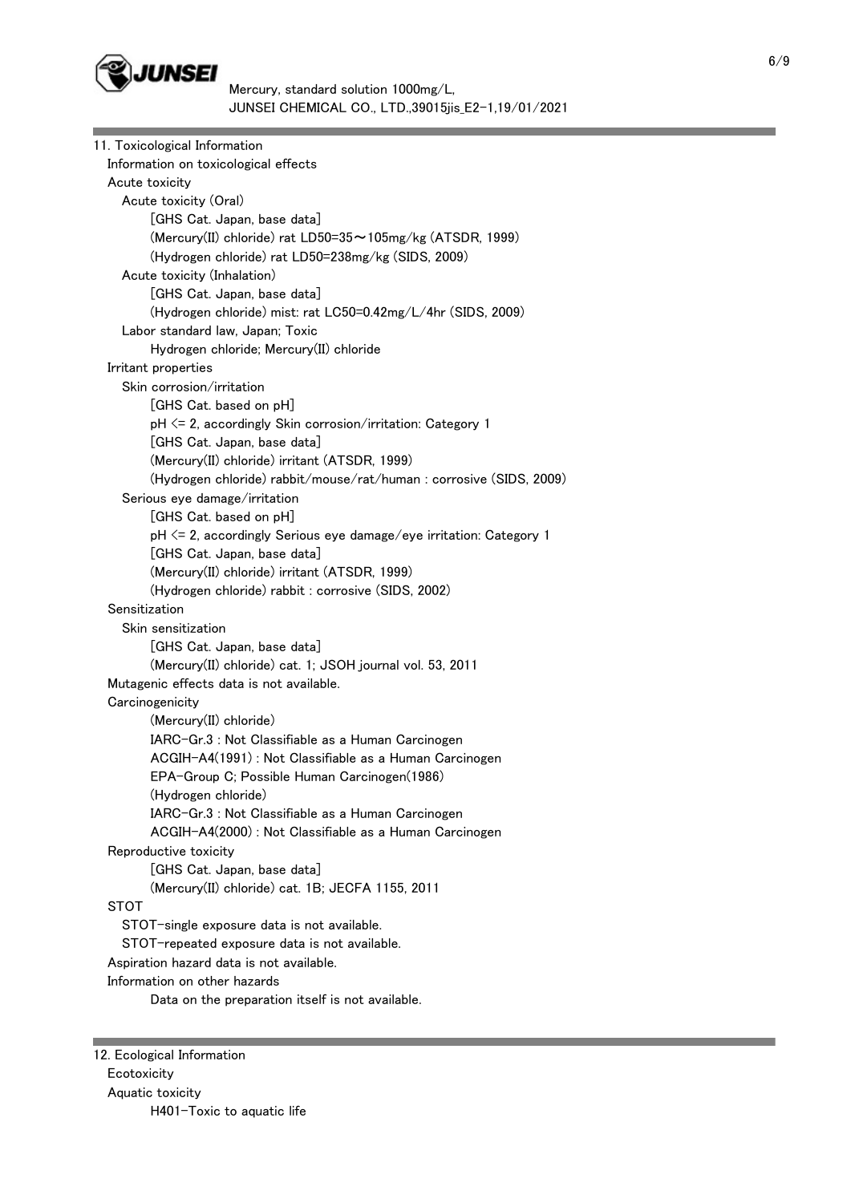## 11. Toxicological Information

Information on toxicological effects

Acute toxicity

Acute toxicity (Oral)

[GHS Cat. Japan, base data]

(Mercury(II) chloride) rat LD50=35～105mg/kg (ATSDR, 1999)

(Hydrogen chloride) rat LD50=238mg/kg (SIDS, 2009)

Acute toxicity (Inhalation)

[GHS Cat. Japan, base data]

(Hydrogen chloride) mist: rat LC50=0.42mg/L/4hr (SIDS, 2009)

Labor standard law, Japan; Toxic

Hydrogen chloride; Mercury(II) chloride

Irritant properties

Skin corrosion/irritation

[GHS Cat. based on pH]

pH <= 2, accordingly Skin corrosion/irritation: Category 1

[GHS Cat. Japan, base data]

(Mercury(II) chloride) irritant (ATSDR, 1999)

(Hydrogen chloride) rabbit/mouse/rat/human : corrosive (SIDS, 2009)

Serious eye damage/irritation

[GHS Cat. based on pH]

pH <= 2, accordingly Serious eye damage/eye irritation: Category 1

[GHS Cat. Japan, base data]

(Mercury(II) chloride) irritant (ATSDR, 1999)

(Hydrogen chloride) rabbit : corrosive (SIDS, 2002)

Sensitization

Skin sensitization

[GHS Cat. Japan, base data]

(Mercury(II) chloride) cat. 1; JSOH journal vol. 53, 2011

Mutagenic effects data is not available.

Carcinogenicity

(Mercury(II) chloride)

IARC-Gr.3 : Not Classifiable as a Human Carcinogen

ACGIH-A4(1991) : Not Classifiable as a Human Carcinogen

EPA-Group C; Possible Human Carcinogen(1986)

(Hydrogen chloride)

IARC-Gr.3 : Not Classifiable as a Human Carcinogen

ACGIH-A4(2000) : Not Classifiable as a Human Carcinogen

Reproductive toxicity

[GHS Cat. Japan, base data]

(Mercury(II) chloride) cat. 1B; JECFA 1155, 2011

STOT

STOT-single exposure data is not available.

STOT-repeated exposure data is not available.

Aspiration hazard data is not available.

Information on other hazards

Data on the preparation itself is not available.

## 12. Ecological Information

Ecotoxicity

Aquatic toxicity

H401-Toxic to aquatic life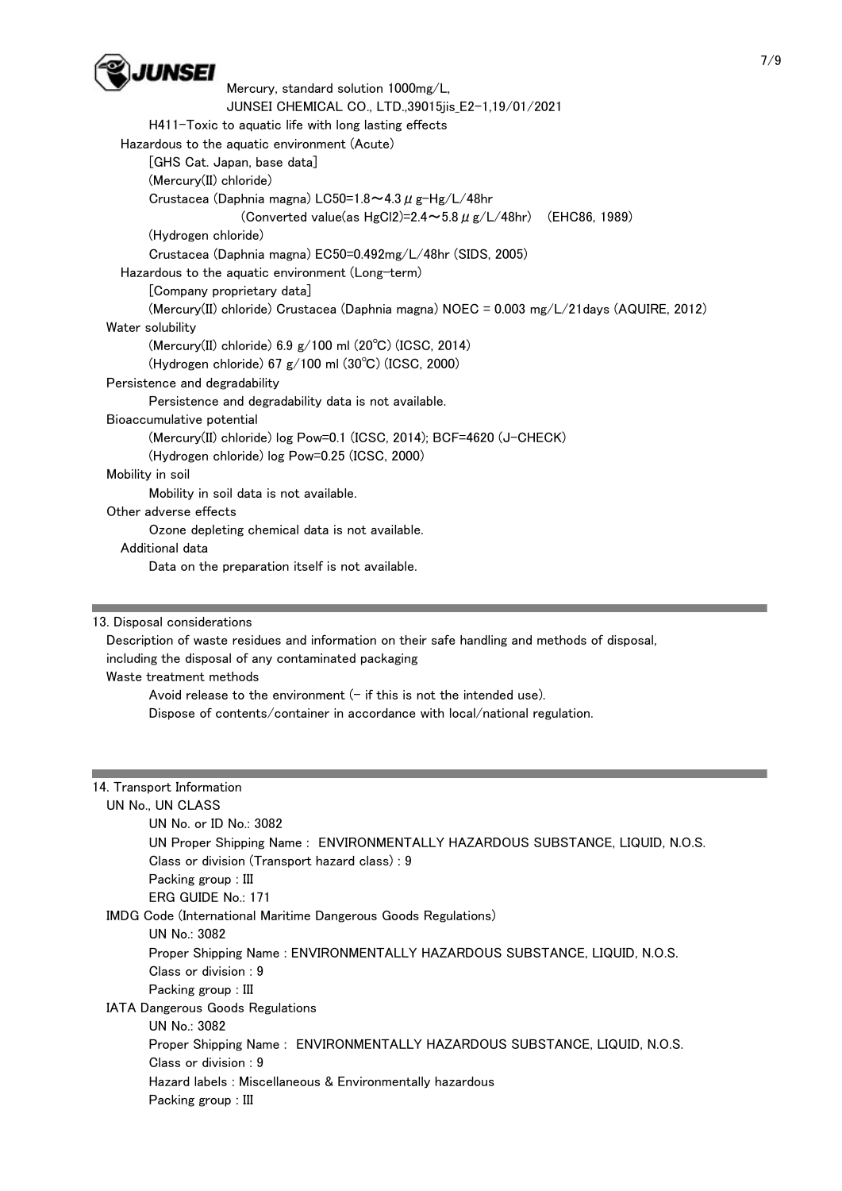H411-Toxic to aquatic life with long lasting effects

Hazardous to the aquatic environment (Acute)

[GHS Cat. Japan, base data]

(Mercury(II) chloride)

Crustacea (Daphnia magna) LC50=1.8～4.3 μg-Hg/L/48hr

(Converted value(as $HgCl_2$)=2.4～5.8 μg/L/48hr) (EHC86, 1989)

(Hydrogen chloride)

Crustacea (Daphnia magna) EC50=0.492mg/L/48hr (SIDS, 2005)

Hazardous to the aquatic environment (Long-term)

[Company proprietary data]

(Mercury(II) chloride) Crustacea (Daphnia magna) NOEC = 0.003 mg/L/21days (AQUIRE, 2012)

Water solubility

(Mercury(II) chloride) 6.9 g/100 ml (20℃) (ICSC, 2014)

(Hydrogen chloride) 67 g/100 ml (30℃) (ICSC, 2000)

Persistence and degradability

Persistence and degradability data is not available.

Bioaccumulative potential

(Mercury(II) chloride) log Pow=0.1 (ICSC, 2014); BCF=4620 (J-CHECK)

(Hydrogen chloride) log Pow=0.25 (ICSC, 2000)

Mobility in soil

Mobility in soil data is not available.

Other adverse effects

Ozone depleting chemical data is not available.

Additional data

Data on the preparation itself is not available.

## 13. Disposal considerations

Description of waste residues and information on their safe handling and methods of disposal, including the disposal of any contaminated packaging

Waste treatment methods

Avoid release to the environment (- if this is not the intended use).

Dispose of contents/container in accordance with local/national regulation.

## 14. Transport Information

UN No., UN CLASS

UN No. or ID No.: 3082

UN Proper Shipping Name : ENVIRONMENTALLY HAZARDOUS SUBSTANCE, LIQUID, N.O.S.

Class or division (Transport hazard class) : 9

Packing group : III

ERG GUIDE No.: 171

IMDG Code (International Maritime Dangerous Goods Regulations)

UN No.: 3082

Proper Shipping Name : ENVIRONMENTALLY HAZARDOUS SUBSTANCE, LIQUID, N.O.S.

Class or division : 9

Packing group : III

IATA Dangerous Goods Regulations

UN No.: 3082

Proper Shipping Name : ENVIRONMENTALLY HAZARDOUS SUBSTANCE, LIQUID, N.O.S.

Class or division : 9

Hazard labels : Miscellaneous & Environmentally hazardous

Packing group : III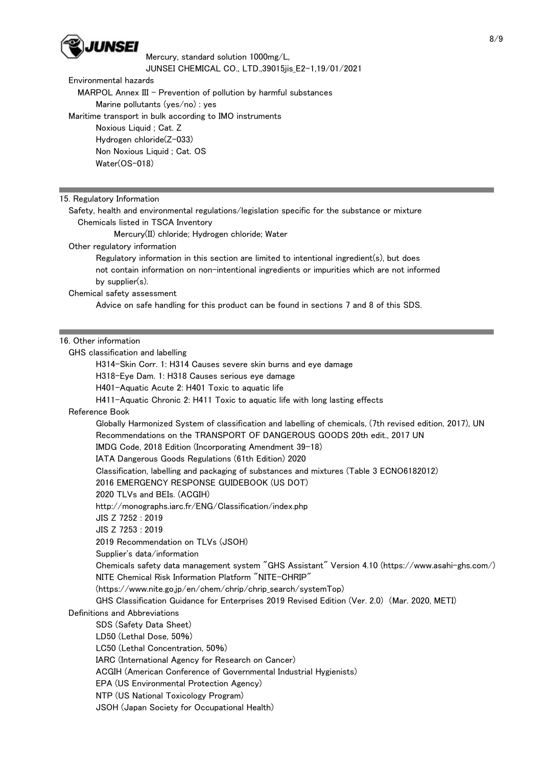Environmental hazards

MARPOL Annex III - Prevention of pollution by harmful substances

Marine pollutants (yes/no) : yes

Maritime transport in bulk according to IMO instruments

Noxious Liquid ; Cat. Z

Hydrogen chloride(Z-033)

Non Noxious Liquid ; Cat. OS

Water(OS-018)

## 15. Regulatory Information

Safety, health and environmental regulations/legislation specific for the substance or mixture

Chemicals listed in TSCA Inventory

Mercury(II) chloride; Hydrogen chloride; Water

Other regulatory information

Regulatory information in this section are limited to intentional ingredient(s), but does not contain information on non-intentional ingredients or impurities which are not informed by supplier(s).

Chemical safety assessment

Advice on safe handling for this product can be found in sections 7 and 8 of this SDS.

## 16. Other information

GHS classification and labelling

H314-Skin Corr. 1: H314 Causes severe skin burns and eye damage

H318-Eye Dam. 1: H318 Causes serious eye damage

H401-Aquatic Acute 2: H401 Toxic to aquatic life

H411-Aquatic Chronic 2: H411 Toxic to aquatic life with long lasting effects

Reference Book

Globally Harmonized System of classification and labelling of chemicals, (7th revised edition, 2017), UN

Recommendations on the TRANSPORT OF DANGEROUS GOODS 20th edit., 2017 UN

IMDG Code, 2018 Edition (Incorporating Amendment 39-18)

IATA Dangerous Goods Regulations (61th Edition) 2020

Classification, labelling and packaging of substances and mixtures (Table 3 ECNO6182012)

2016 EMERGENCY RESPONSE GUIDEBOOK (US DOT)

2020 TLVs and BEIs. (ACGIH)

http://monographs.iarc.fr/ENG/Classification/index.php

JIS Z 7252 : 2019

JIS Z 7253 : 2019

2019 Recommendation on TLVs (JSOH)

Supplier's data/information

Chemicals safety data management system "GHS Assistant" Version 4.10 (https://www.asahi-ghs.com/)

NITE Chemical Risk Information Platform "NITE-CHRIP"

(https://www.nite.go.jp/en/chem/chrip/chrip_search/systemTop)

GHS Classification Guidance for Enterprises 2019 Revised Edition (Ver. 2.0) (Mar. 2020, METI)

Definitions and Abbreviations

SDS (Safety Data Sheet)

LD50 (Lethal Dose, 50%)

LC50 (Lethal Concentration, 50%)

IARC (International Agency for Research on Cancer)

ACGIH (American Conference of Governmental Industrial Hygienists)

EPA (US Environmental Protection Agency)

NTP (US National Toxicology Program)

JSOH (Japan Society for Occupational Health)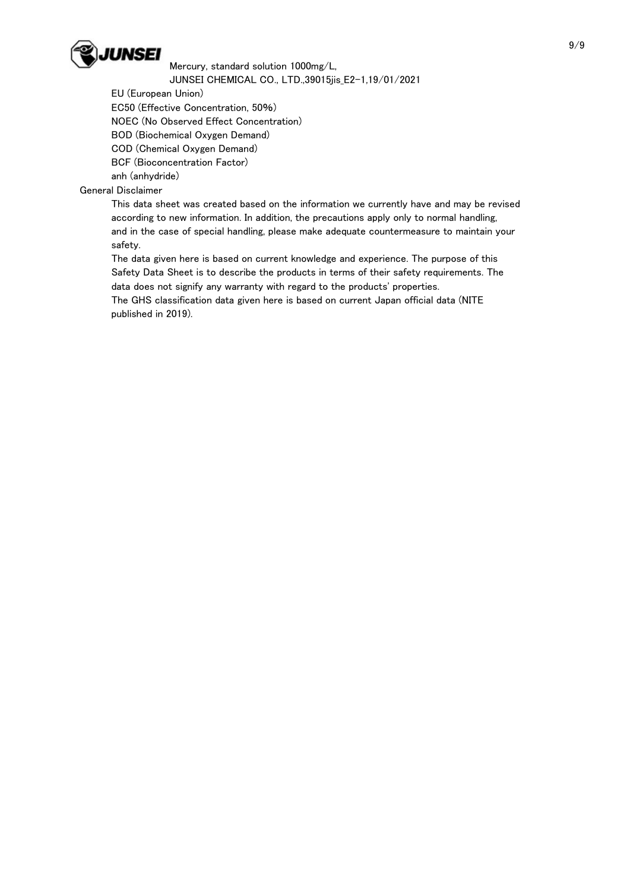EU (European Union)

EC50 (Effective Concentration, 50%)

NOEC (No Observed Effect Concentration)

BOD (Biochemical Oxygen Demand)

COD (Chemical Oxygen Demand)

BCF (Bioconcentration Factor)

anh (anhydride)

General Disclaimer

This data sheet was created based on the information we currently have and may be revised according to new information. In addition, the precautions apply only to normal handling, and in the case of special handling, please make adequate countermeasure to maintain your safety.

The data given here is based on current knowledge and experience. The purpose of this Safety Data Sheet is to describe the products in terms of their safety requirements. The data does not signify any warranty with regard to the products' properties.

The GHS classification data given here is based on current Japan official data (NITE published in 2019).